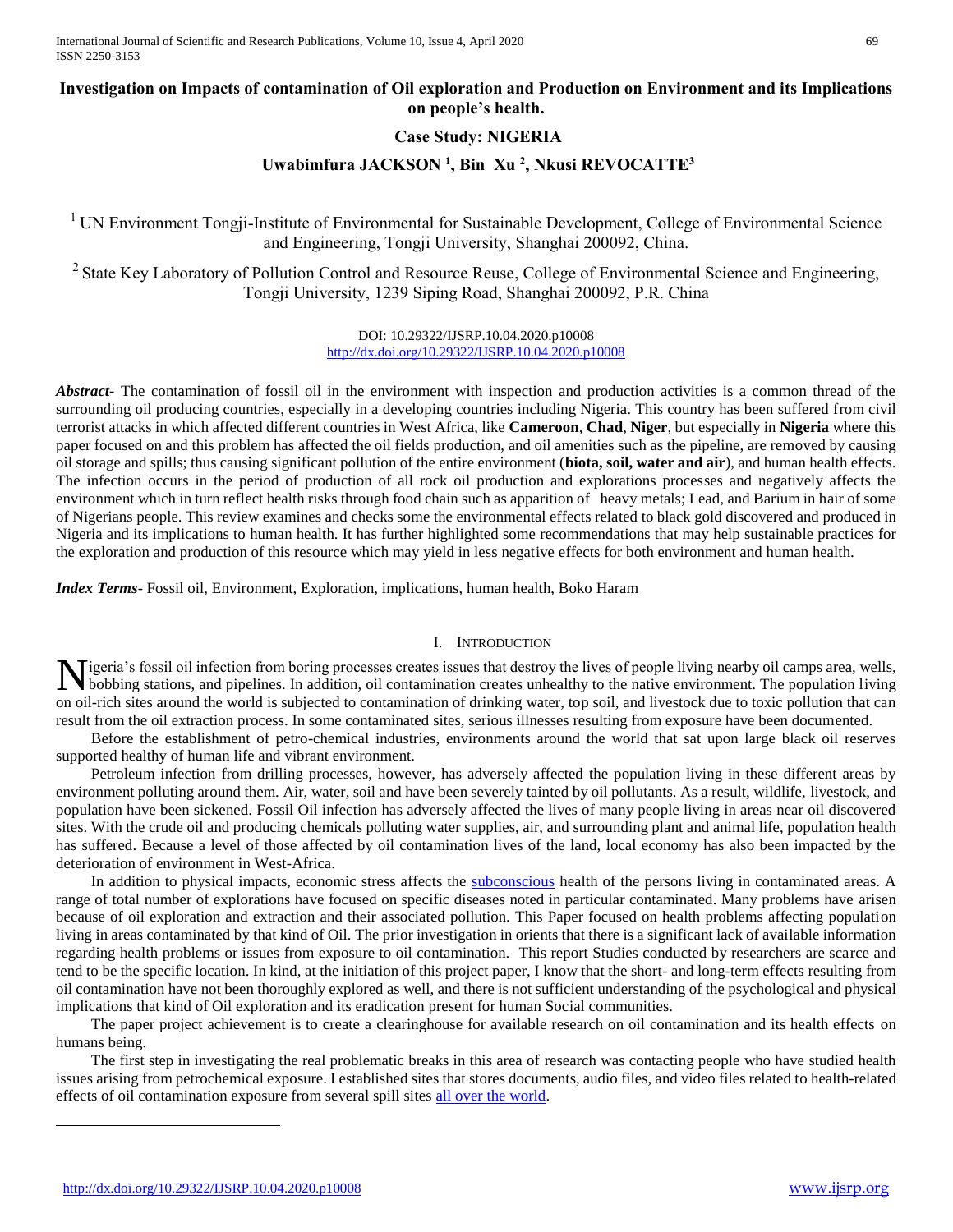# Investigation on Impacts of contamination of Oil exploration and Production on Environment and its Implications on people's health.

## Case Study: NIGERIA

**Uwabimfura JACKSON [1], Bin Xu [2], Nkusi REVOCATTE[3]**

[1] UN Environment Tongji-Institute of Environmental for Sustainable Development, College of Environmental Science and Engineering, Tongji University, Shanghai 200092, China.

[2] State Key Laboratory of Pollution Control and Resource Reuse, College of Environmental Science and Engineering, Tongji University, 1239 Siping Road, Shanghai 200092, P.R. China

DOI: 10.29322/IJSRP.10.04.2020.p10008
http://dx.doi.org/10.29322/IJSRP.10.04.2020.p10008

***Abstract-*** The contamination of fossil oil in the environment with inspection and production activities is a common thread of the surrounding oil producing countries, especially in a developing countries including Nigeria. This country has been suffered from civil terrorist attacks in which affected different countries in West Africa, like **Cameroon**, **Chad**, **Niger**, but especially in **Nigeria** where this paper focused on and this problem has affected the oil fields production, and oil amenities such as the pipeline, are removed by causing oil storage and spills; thus causing significant pollution of the entire environment (**biota, soil, water and air**), and human health effects. The infection occurs in the period of production of all rock oil production and explorations processes and negatively affects the environment which in turn reflect health risks through food chain such as apparition of heavy metals; Lead, and Barium in hair of some of Nigerians people. This review examines and checks some the environmental effects related to black gold discovered and produced in Nigeria and its implications to human health. It has further highlighted some recommendations that may help sustainable practices for the exploration and production of this resource which may yield in less negative effects for both environment and human health.

***Index Terms-*** Fossil oil, Environment, Exploration, implications, human health, Boko Haram

## I. Introduction

Nigeria's fossil oil infection from boring processes creates issues that destroy the lives of people living nearby oil camps area, wells, bobbing stations, and pipelines. In addition, oil contamination creates unhealthy to the native environment. The population living on oil-rich sites around the world is subjected to contamination of drinking water, top soil, and livestock due to toxic pollution that can result from the oil extraction process. In some contaminated sites, serious illnesses resulting from exposure have been documented.

Before the establishment of petro-chemical industries, environments around the world that sat upon large black oil reserves supported healthy of human life and vibrant environment.

Petroleum infection from drilling processes, however, has adversely affected the population living in these different areas by environment polluting around them. Air, water, soil and have been severely tainted by oil pollutants. As a result, wildlife, livestock, and population have been sickened. Fossil Oil infection has adversely affected the lives of many people living in areas near oil discovered sites. With the crude oil and producing chemicals polluting water supplies, air, and surrounding plant and animal life, population health has suffered. Because a level of those affected by oil contamination lives of the land, local economy has also been impacted by the deterioration of environment in West-Africa.

In addition to physical impacts, economic stress affects the subconscious health of the persons living in contaminated areas. A range of total number of explorations have focused on specific diseases noted in particular contaminated. Many problems have arisen because of oil exploration and extraction and their associated pollution. This Paper focused on health problems affecting population living in areas contaminated by that kind of Oil. The prior investigation in orients that there is a significant lack of available information regarding health problems or issues from exposure to oil contamination. This report Studies conducted by researchers are scarce and tend to be the specific location. In kind, at the initiation of this project paper, I know that the short- and long-term effects resulting from oil contamination have not been thoroughly explored as well, and there is not sufficient understanding of the psychological and physical implications that kind of Oil exploration and its eradication present for human Social communities.

The paper project achievement is to create a clearinghouse for available research on oil contamination and its health effects on humans being.

The first step in investigating the real problematic breaks in this area of research was contacting people who have studied health issues arising from petrochemical exposure. I established sites that stores documents, audio files, and video files related to health-related effects of oil contamination exposure from several spill sites all over the world.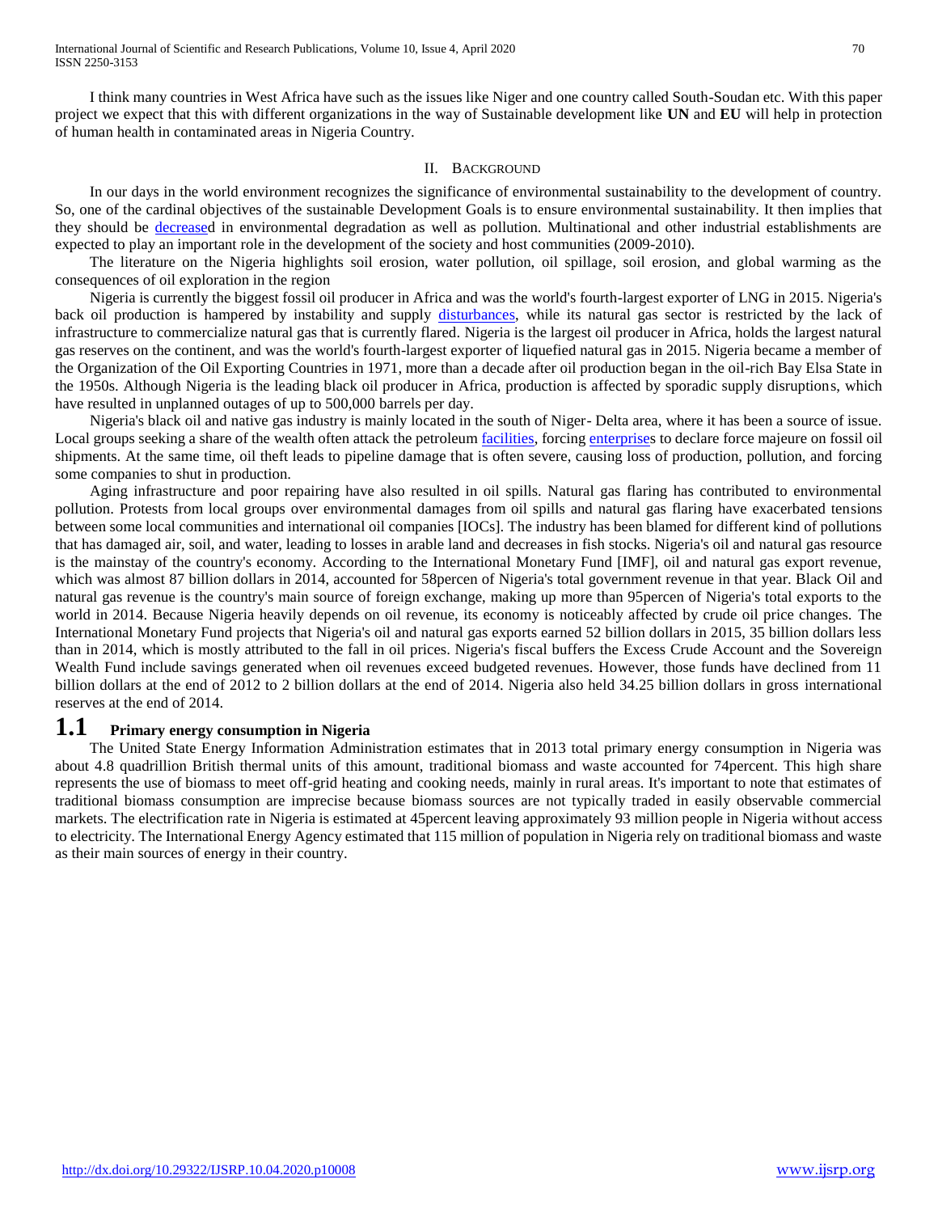I think many countries in West Africa have such as the issues like Niger and one country called South-Soudan etc. With this paper project we expect that this with different organizations in the way of Sustainable development like **UN** and **EU** will help in protection of human health in contaminated areas in Nigeria Country.

## II. Background

In our days in the world environment recognizes the significance of environmental sustainability to the development of country. So, one of the cardinal objectives of the sustainable Development Goals is to ensure environmental sustainability. It then implies that they should be decreased in environmental degradation as well as pollution. Multinational and other industrial establishments are expected to play an important role in the development of the society and host communities (2009-2010).

The literature on the Nigeria highlights soil erosion, water pollution, oil spillage, soil erosion, and global warming as the consequences of oil exploration in the region

Nigeria is currently the biggest fossil oil producer in Africa and was the world's fourth-largest exporter of LNG in 2015. Nigeria's back oil production is hampered by instability and supply disturbances, while its natural gas sector is restricted by the lack of infrastructure to commercialize natural gas that is currently flared. Nigeria is the largest oil producer in Africa, holds the largest natural gas reserves on the continent, and was the world's fourth-largest exporter of liquefied natural gas in 2015. Nigeria became a member of the Organization of the Oil Exporting Countries in 1971, more than a decade after oil production began in the oil-rich Bay Elsa State in the 1950s. Although Nigeria is the leading black oil producer in Africa, production is affected by sporadic supply disruptions, which have resulted in unplanned outages of up to 500,000 barrels per day.

Nigeria's black oil and native gas industry is mainly located in the south of Niger- Delta area, where it has been a source of issue. Local groups seeking a share of the wealth often attack the petroleum facilities, forcing enterprises to declare force majeure on fossil oil shipments. At the same time, oil theft leads to pipeline damage that is often severe, causing loss of production, pollution, and forcing some companies to shut in production.

Aging infrastructure and poor repairing have also resulted in oil spills. Natural gas flaring has contributed to environmental pollution. Protests from local groups over environmental damages from oil spills and natural gas flaring have exacerbated tensions between some local communities and international oil companies [IOCs]. The industry has been blamed for different kind of pollutions that has damaged air, soil, and water, leading to losses in arable land and decreases in fish stocks. Nigeria's oil and natural gas resource is the mainstay of the country's economy. According to the International Monetary Fund [IMF], oil and natural gas export revenue, which was almost 87 billion dollars in 2014, accounted for 58percen of Nigeria's total government revenue in that year. Black Oil and natural gas revenue is the country's main source of foreign exchange, making up more than 95percen of Nigeria's total exports to the world in 2014. Because Nigeria heavily depends on oil revenue, its economy is noticeably affected by crude oil price changes. The International Monetary Fund projects that Nigeria's oil and natural gas exports earned 52 billion dollars in 2015, 35 billion dollars less than in 2014, which is mostly attributed to the fall in oil prices. Nigeria's fiscal buffers the Excess Crude Account and the Sovereign Wealth Fund include savings generated when oil revenues exceed budgeted revenues. However, those funds have declined from 11 billion dollars at the end of 2012 to 2 billion dollars at the end of 2014. Nigeria also held 34.25 billion dollars in gross international reserves at the end of 2014.

### 1.1 Primary energy consumption in Nigeria

The United State Energy Information Administration estimates that in 2013 total primary energy consumption in Nigeria was about 4.8 quadrillion British thermal units of this amount, traditional biomass and waste accounted for 74percent. This high share represents the use of biomass to meet off-grid heating and cooking needs, mainly in rural areas. It's important to note that estimates of traditional biomass consumption are imprecise because biomass sources are not typically traded in easily observable commercial markets. The electrification rate in Nigeria is estimated at 45percent leaving approximately 93 million people in Nigeria without access to electricity. The International Energy Agency estimated that 115 million of population in Nigeria rely on traditional biomass and waste as their main sources of energy in their country.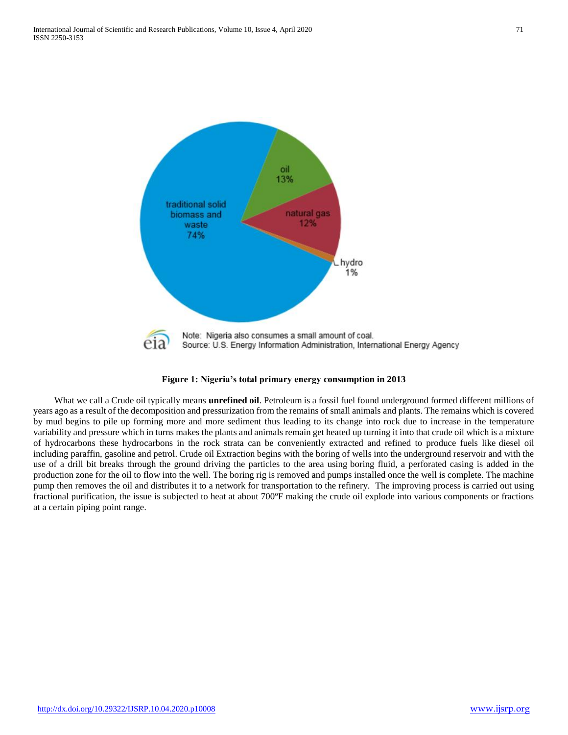**Figure 1: Nigeria's total primary energy consumption in 2013**

What we call a Crude oil typically means **unrefined oil**. Petroleum is a fossil fuel found underground formed different millions of years ago as a result of the decomposition and pressurization from the remains of small animals and plants. The remains which is covered by mud begins to pile up forming more and more sediment thus leading to its change into rock due to increase in the temperature variability and pressure which in turns makes the plants and animals remain get heated up turning it into that crude oil which is a mixture of hydrocarbons these hydrocarbons in the rock strata can be conveniently extracted and refined to produce fuels like diesel oil including paraffin, gasoline and petrol. Crude oil Extraction begins with the boring of wells into the underground reservoir and with the use of a drill bit breaks through the ground driving the particles to the area using boring fluid, a perforated casing is added in the production zone for the oil to flow into the well. The boring rig is removed and pumps installed once the well is complete. The machine pump then removes the oil and distributes it to a network for transportation to the refinery. The improving process is carried out using fractional purification, the issue is subjected to heat at about 700$^{o}$F making the crude oil explode into various components or fractions at a certain piping point range.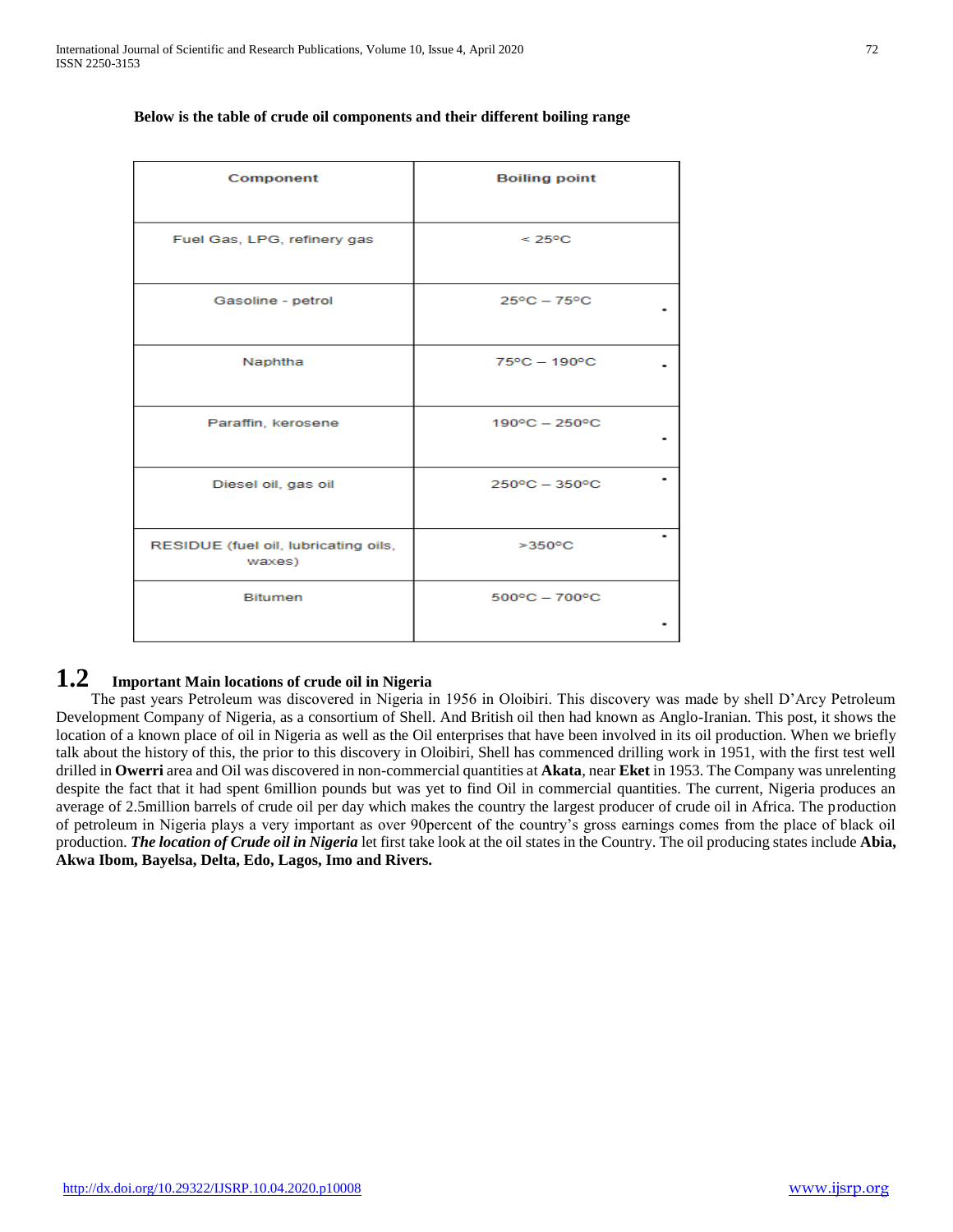**Below is the table of crude oil components and their different boiling range**

| Component | Boiling point |
| --- | --- |
| Fuel Gas, LPG, refinery gas | < 25°C |
| Gasoline - petrol | 25°C – 75°C |
| Naphtha | 75°C – 190°C |
| Paraffin, kerosene | 190°C – 250°C |
| Diesel oil, gas oil | 250°C – 350°C |
| RESIDUE (fuel oil, lubricating oils, waxes) | >350°C |
| Bitumen | 500°C – 700°C |

## 1.2 Important Main locations of crude oil in Nigeria

The past years Petroleum was discovered in Nigeria in 1956 in Oloibiri. This discovery was made by shell D'Arcy Petroleum Development Company of Nigeria, as a consortium of Shell. And British oil then had known as Anglo-Iranian. This post, it shows the location of a known place of oil in Nigeria as well as the Oil enterprises that have been involved in its oil production. When we briefly talk about the history of this, the prior to this discovery in Oloibiri, Shell has commenced drilling work in 1951, with the first test well drilled in **Owerri** area and Oil was discovered in non-commercial quantities at **Akata**, near **Eket** in 1953. The Company was unrelenting despite the fact that it had spent 6million pounds but was yet to find Oil in commercial quantities. The current, Nigeria produces an average of 2.5million barrels of crude oil per day which makes the country the largest producer of crude oil in Africa. The production of petroleum in Nigeria plays a very important as over 90percent of the country's gross earnings comes from the place of black oil production. ***The location of Crude oil in Nigeria*** let first take look at the oil states in the Country. The oil producing states include **Abia, Akwa Ibom, Bayelsa, Delta, Edo, Lagos, Imo and Rivers.**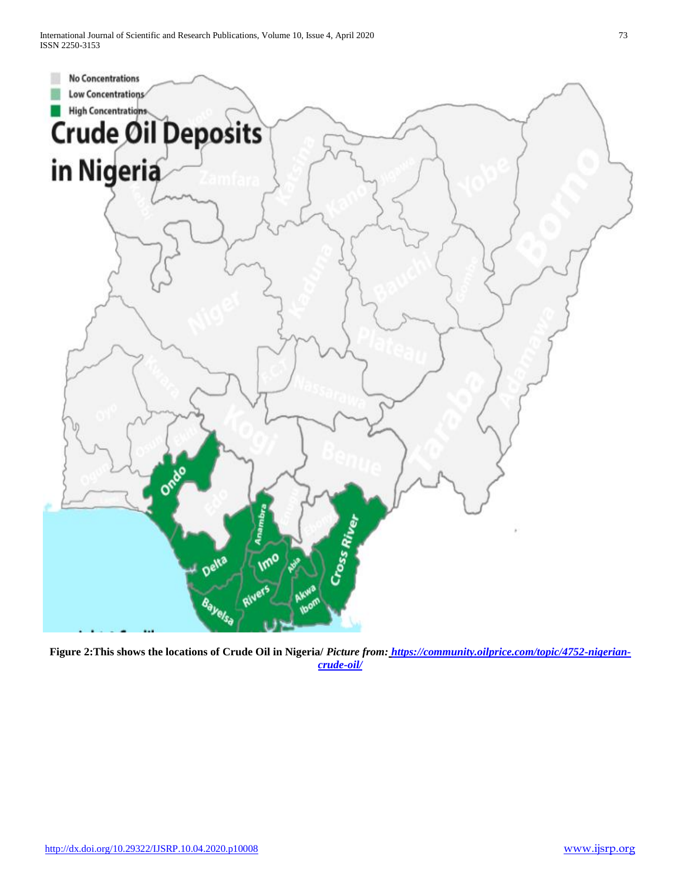**Figure 2:This shows the locations of Crude Oil in Nigeria/** ***Picture from:*** ***[https://community.oilprice.com/topic/4752-nigerian-crude-oil/](https://community.oilprice.com/topic/4752-nigerian-crude-oil/)***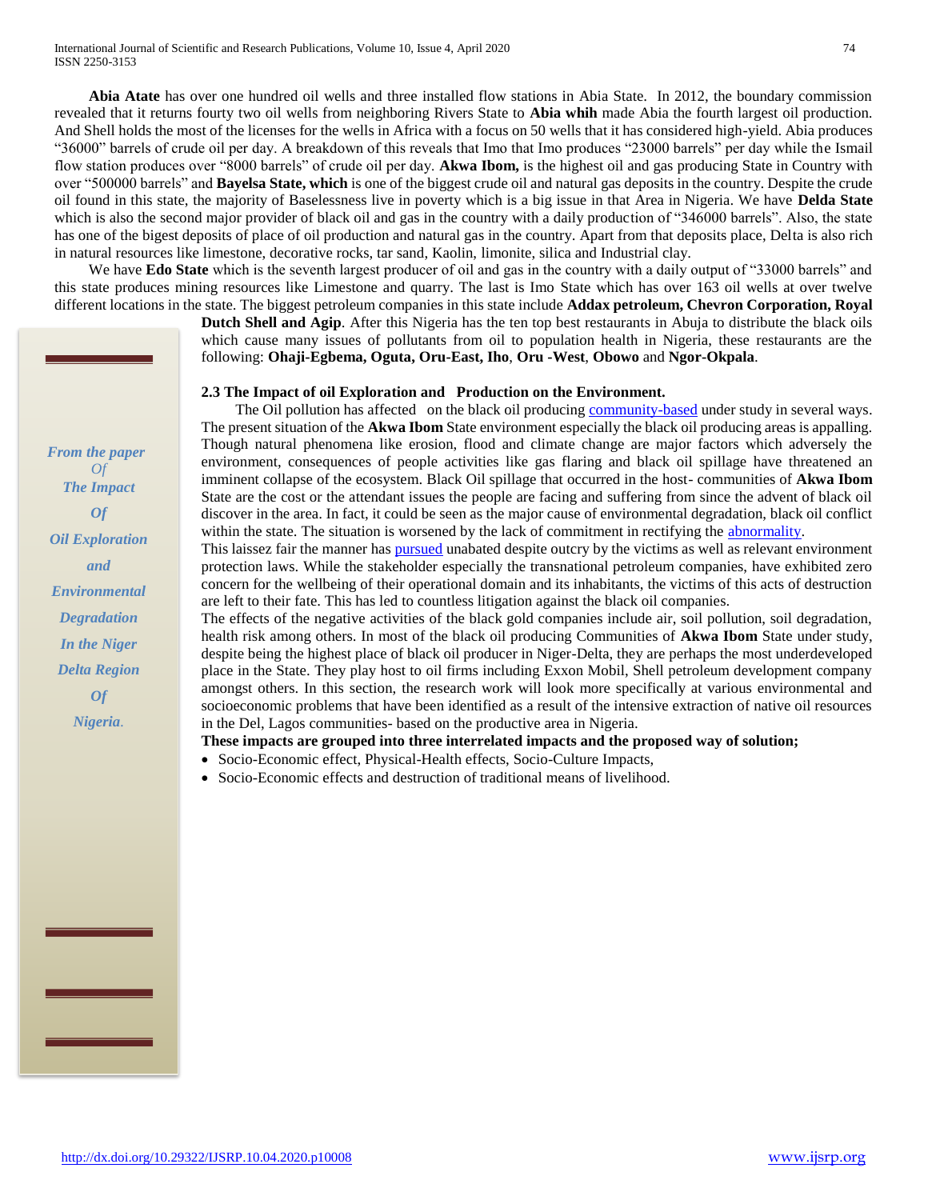**Abia Atate** has over one hundred oil wells and three installed flow stations in Abia State. In 2012, the boundary commission revealed that it returns fourty two oil wells from neighboring Rivers State to **Abia whih** made Abia the fourth largest oil production. And Shell holds the most of the licenses for the wells in Africa with a focus on 50 wells that it has considered high-yield. Abia produces "36000" barrels of crude oil per day. A breakdown of this reveals that Imo that Imo produces "23000 barrels" per day while the Ismail flow station produces over "8000 barrels" of crude oil per day. **Akwa Ibom,** is the highest oil and gas producing State in Country with over "500000 barrels" and **Bayelsa State, which** is one of the biggest crude oil and natural gas deposits in the country. Despite the crude oil found in this state, the majority of Baselessness live in poverty which is a big issue in that Area in Nigeria. We have **Delda State** which is also the second major provider of black oil and gas in the country with a daily production of "346000 barrels". Also, the state has one of the bigest deposits of place of oil production and natural gas in the country. Apart from that deposits place, Delta is also rich in natural resources like limestone, decorative rocks, tar sand, Kaolin, limonite, silica and Industrial clay.

We have **Edo State** which is the seventh largest producer of oil and gas in the country with a daily output of "33000 barrels" and this state produces mining resources like Limestone and quarry. The last is Imo State which has over 163 oil wells at over twelve different locations in the state. The biggest petroleum companies in this state include **Addax petroleum, Chevron Corporation, Royal Dutch Shell and Agip**. After this Nigeria has the ten top best restaurants in Abuja to distribute the black oils which cause many issues of pollutants from oil to population health in Nigeria, these restaurants are the following: **Ohaji-Egbema, Oguta, Oru-East, Iho**, **Oru -West**, **Obowo** and **Ngor-Okpala**.

*From the paper Of The Impact Of Oil Exploration and Environmental Degradation In the Niger Delta Region Of Nigeria.*

### 2.3 The Impact of oil Exploration and Production on the Environment.

The Oil pollution has affected on the black oil producing community-based under study in several ways. The present situation of the **Akwa Ibom** State environment especially the black oil producing areas is appalling. Though natural phenomena like erosion, flood and climate change are major factors which adversely the environment, consequences of people activities like gas flaring and black oil spillage have threatened an imminent collapse of the ecosystem. Black Oil spillage that occurred in the host- communities of **Akwa Ibom** State are the cost or the attendant issues the people are facing and suffering from since the advent of black oil discover in the area. In fact, it could be seen as the major cause of environmental degradation, black oil conflict within the state. The situation is worsened by the lack of commitment in rectifying the abnormality.

This laissez fair the manner has pursued unabated despite outcry by the victims as well as relevant environment protection laws. While the stakeholder especially the transnational petroleum companies, have exhibited zero concern for the wellbeing of their operational domain and its inhabitants, the victims of this acts of destruction are left to their fate. This has led to countless litigation against the black oil companies.

The effects of the negative activities of the black gold companies include air, soil pollution, soil degradation, health risk among others. In most of the black oil producing Communities of **Akwa Ibom** State under study, despite being the highest place of black oil producer in Niger-Delta, they are perhaps the most underdeveloped place in the State. They play host to oil firms including Exxon Mobil, Shell petroleum development company amongst others. In this section, the research work will look more specifically at various environmental and socioeconomic problems that have been identified as a result of the intensive extraction of native oil resources in the Del, Lagos communities- based on the productive area in Nigeria.

**These impacts are grouped into three interrelated impacts and the proposed way of solution;**

- Socio-Economic effect, Physical-Health effects, Socio-Culture Impacts,
- Socio-Economic effects and destruction of traditional means of livelihood.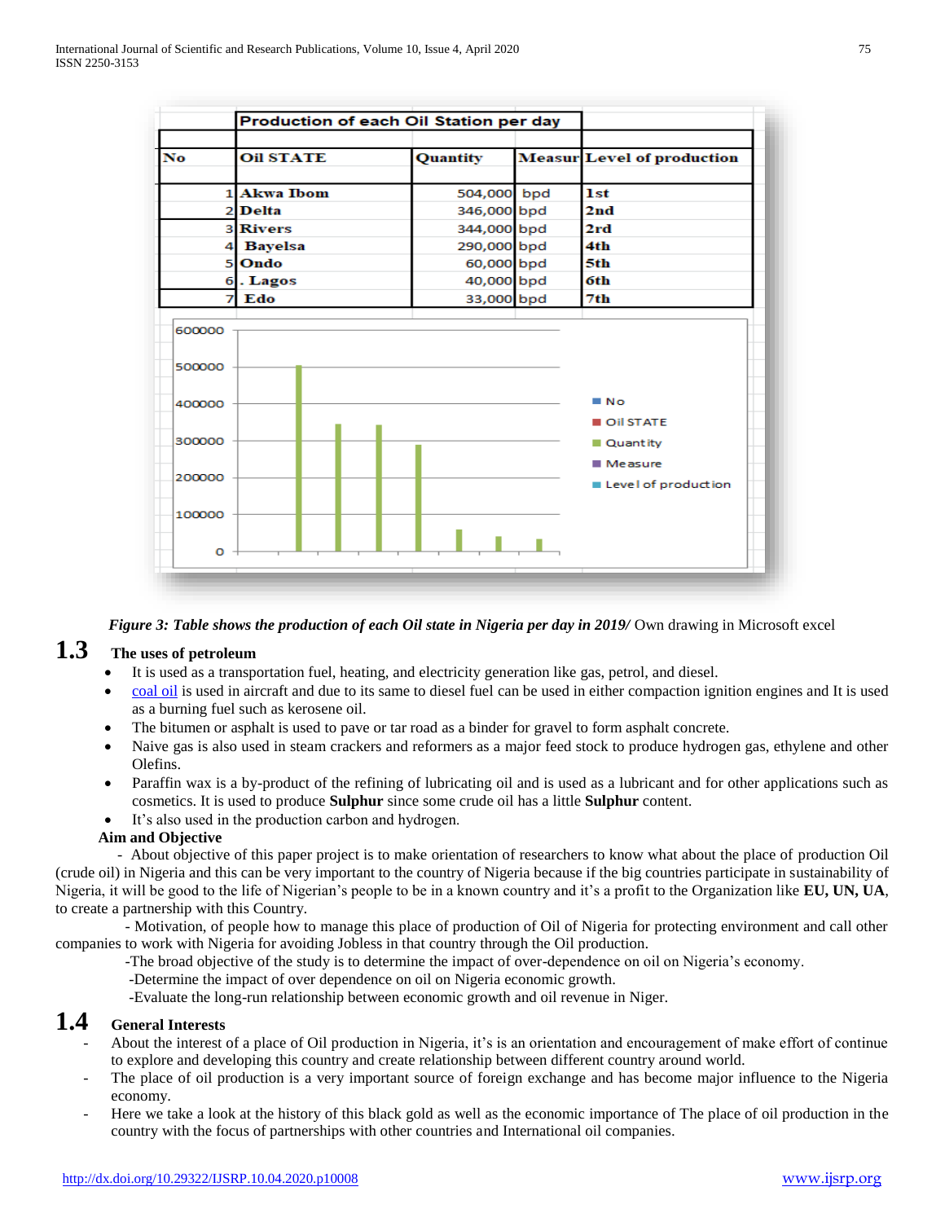| | Production of each Oil Station per day | | | |
|---|---|---|---|---|
| No | Oil STATE | Quantity | Measur | Level of production |
| 1 | Akwa Ibom | 504,000 | bpd | 1st |
| 2 | Delta | 346,000 | bpd | 2nd |
| 3 | Rivers | 344,000 | bpd | 2rd |
| 4 | Bayelsa | 290,000 | bpd | 4th |
| 5 | Ondo | 60,000 | bpd | 5th |
| 6 | . Lagos | 40,000 | bpd | 6th |
| 7 | Edo | 33,000 | bpd | 7th |

***Figure 3: Table shows the production of each Oil state in Nigeria per day in 2019/*** Own drawing in Microsoft excel

## 1.3 The uses of petroleum

- It is used as a transportation fuel, heating, and electricity generation like gas, petrol, and diesel.
- coal oil is used in aircraft and due to its same to diesel fuel can be used in either compaction ignition engines and It is used as a burning fuel such as kerosene oil.
- The bitumen or asphalt is used to pave or tar road as a binder for gravel to form asphalt concrete.
- Naive gas is also used in steam crackers and reformers as a major feed stock to produce hydrogen gas, ethylene and other Olefins.
- Paraffin wax is a by-product of the refining of lubricating oil and is used as a lubricant and for other applications such as cosmetics. It is used to produce **Sulphur** since some crude oil has a little **Sulphur** content.
- It's also used in the production carbon and hydrogen.

**Aim and Objective**

- About objective of this paper project is to make orientation of researchers to know what about the place of production Oil (crude oil) in Nigeria and this can be very important to the country of Nigeria because if the big countries participate in sustainability of Nigeria, it will be good to the life of Nigerian's people to be in a known country and it's a profit to the Organization like **EU, UN, UA**, to create a partnership with this Country.

- Motivation, of people how to manage this place of production of Oil of Nigeria for protecting environment and call other companies to work with Nigeria for avoiding Jobless in that country through the Oil production.

-The broad objective of the study is to determine the impact of over-dependence on oil on Nigeria's economy.

-Determine the impact of over dependence on oil on Nigeria economic growth.

-Evaluate the long-run relationship between economic growth and oil revenue in Niger.

## 1.4 General Interests

- About the interest of a place of Oil production in Nigeria, it's is an orientation and encouragement of make effort of continue to explore and developing this country and create relationship between different country around world.
- The place of oil production is a very important source of foreign exchange and has become major influence to the Nigeria economy.
- Here we take a look at the history of this black gold as well as the economic importance of The place of oil production in the country with the focus of partnerships with other countries and International oil companies.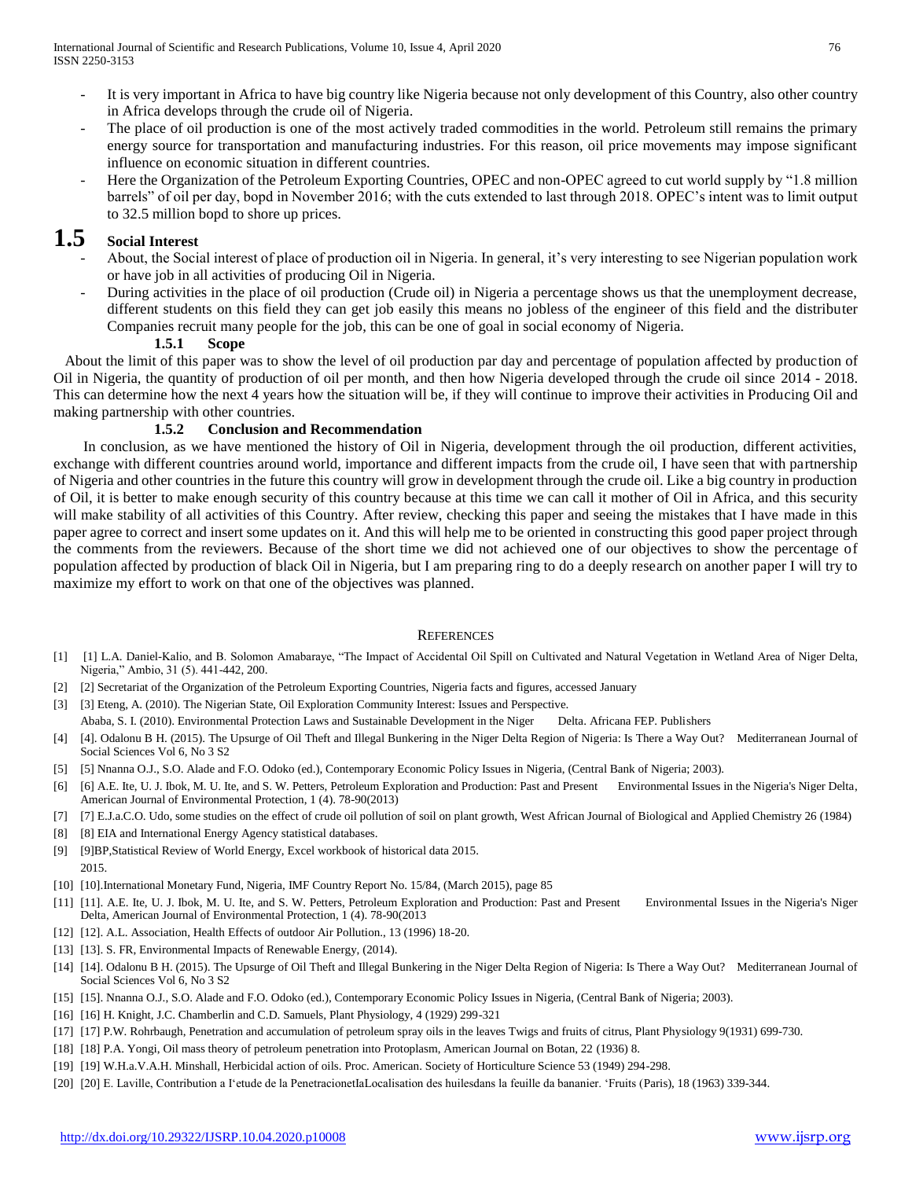- It is very important in Africa to have big country like Nigeria because not only development of this Country, also other country in Africa develops through the crude oil of Nigeria.
- The place of oil production is one of the most actively traded commodities in the world. Petroleum still remains the primary energy source for transportation and manufacturing industries. For this reason, oil price movements may impose significant influence on economic situation in different countries.
- Here the Organization of the Petroleum Exporting Countries, OPEC and non-OPEC agreed to cut world supply by "1.8 million barrels" of oil per day, bopd in November 2016; with the cuts extended to last through 2018. OPEC's intent was to limit output to 32.5 million bopd to shore up prices.

## 1.5 Social Interest

- About, the Social interest of place of production oil in Nigeria. In general, it's very interesting to see Nigerian population work or have job in all activities of producing Oil in Nigeria.
- During activities in the place of oil production (Crude oil) in Nigeria a percentage shows us that the unemployment decrease, different students on this field they can get job easily this means no jobless of the engineer of this field and the distributer Companies recruit many people for the job, this can be one of goal in social economy of Nigeria.

### 1.5.1 Scope

About the limit of this paper was to show the level of oil production par day and percentage of population affected by production of Oil in Nigeria, the quantity of production of oil per month, and then how Nigeria developed through the crude oil since 2014 - 2018. This can determine how the next 4 years how the situation will be, if they will continue to improve their activities in Producing Oil and making partnership with other countries.

### 1.5.2 Conclusion and Recommendation

In conclusion, as we have mentioned the history of Oil in Nigeria, development through the oil production, different activities, exchange with different countries around world, importance and different impacts from the crude oil, I have seen that with partnership of Nigeria and other countries in the future this country will grow in development through the crude oil. Like a big country in production of Oil, it is better to make enough security of this country because at this time we can call it mother of Oil in Africa, and this security will make stability of all activities of this Country. After review, checking this paper and seeing the mistakes that I have made in this paper agree to correct and insert some updates on it. And this will help me to be oriented in constructing this good paper project through the comments from the reviewers. Because of the short time we did not achieved one of our objectives to show the percentage of population affected by production of black Oil in Nigeria, but I am preparing ring to do a deeply research on another paper I will try to maximize my effort to work on that one of the objectives was planned.

## References

[1] [1] L.A. Daniel-Kalio, and B. Solomon Amabaraye, "The Impact of Accidental Oil Spill on Cultivated and Natural Vegetation in Wetland Area of Niger Delta, Nigeria," Ambio, 31 (5). 441-442, 200.

[2] [2] Secretariat of the Organization of the Petroleum Exporting Countries, Nigeria facts and figures, accessed January

[3] [3] Eteng, A. (2010). The Nigerian State, Oil Exploration Community Interest: Issues and Perspective.
Ababa, S. I. (2010). Environmental Protection Laws and Sustainable Development in the Niger Delta. Africana FEP. Publishers

[4] [4]. Odalonu B H. (2015). The Upsurge of Oil Theft and Illegal Bunkering in the Niger Delta Region of Nigeria: Is There a Way Out? Mediterranean Journal of Social Sciences Vol 6, No 3 S2

[5] [5] Nnanna O.J., S.O. Alade and F.O. Odoko (ed.), Contemporary Economic Policy Issues in Nigeria, (Central Bank of Nigeria; 2003).

[6] [6] A.E. Ite, U. J. Ibok, M. U. Ite, and S. W. Petters, Petroleum Exploration and Production: Past and Present Environmental Issues in the Nigeria's Niger Delta, American Journal of Environmental Protection, 1 (4). 78-90(2013)

[7] [7] E.J.a.C.O. Udo, some studies on the effect of crude oil pollution of soil on plant growth, West African Journal of Biological and Applied Chemistry 26 (1984)

[8] [8] EIA and International Energy Agency statistical databases.

[9] [9]BP,Statistical Review of World Energy, Excel workbook of historical data 2015.
2015.

[10] [10].International Monetary Fund, Nigeria, IMF Country Report No. 15/84, (March 2015), page 85

[11] [11]. A.E. Ite, U. J. Ibok, M. U. Ite, and S. W. Petters, Petroleum Exploration and Production: Past and Present Environmental Issues in the Nigeria's Niger Delta, American Journal of Environmental Protection, 1 (4). 78-90(2013

[12] [12]. A.L. Association, Health Effects of outdoor Air Pollution., 13 (1996) 18-20.

[13] [13]. S. FR, Environmental Impacts of Renewable Energy, (2014).

[14] [14]. Odalonu B H. (2015). The Upsurge of Oil Theft and Illegal Bunkering in the Niger Delta Region of Nigeria: Is There a Way Out? Mediterranean Journal of Social Sciences Vol 6, No 3 S2

[15] [15]. Nnanna O.J., S.O. Alade and F.O. Odoko (ed.), Contemporary Economic Policy Issues in Nigeria, (Central Bank of Nigeria; 2003).

[16] [16] H. Knight, J.C. Chamberlin and C.D. Samuels, Plant Physiology, 4 (1929) 299-321

[17] [17] P.W. Rohrbaugh, Penetration and accumulation of petroleum spray oils in the leaves Twigs and fruits of citrus, Plant Physiology 9(1931) 699-730.

[18] [18] P.A. Yongi, Oil mass theory of petroleum penetration into Protoplasm, American Journal on Botan, 22 (1936) 8.

[19] [19] W.H.a.V.A.H. Minshall, Herbicidal action of oils. Proc. American. Society of Horticulture Science 53 (1949) 294-298.

[20] [20] E. Laville, Contribution a I'etude de la PenetracionetIaLocalisation des huilesdans la feuille da bananier. 'Fruits (Paris), 18 (1963) 339-344.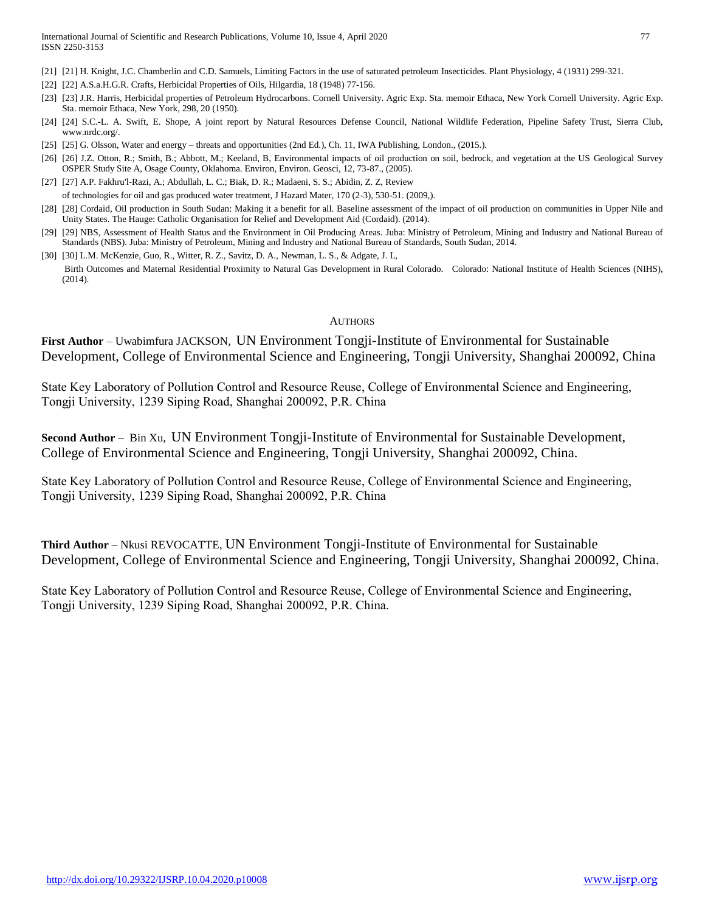[21] [21] H. Knight, J.C. Chamberlin and C.D. Samuels, Limiting Factors in the use of saturated petroleum Insecticides. Plant Physiology, 4 (1931) 299-321.

[22] [22] A.S.a.H.G.R. Crafts, Herbicidal Properties of Oils, Hilgardia, 18 (1948) 77-156.

[23] [23] J.R. Harris, Herbicidal properties of Petroleum Hydrocarbons. Cornell University. Agric Exp. Sta. memoir Ethaca, New York Cornell University. Agric Exp. Sta. memoir Ethaca, New York, 298, 20 (1950).

[24] [24] S.C.-L. A. Swift, E. Shope, A joint report by Natural Resources Defense Council, National Wildlife Federation, Pipeline Safety Trust, Sierra Club, www.nrdc.org/.

[25] [25] G. Olsson, Water and energy – threats and opportunities (2nd Ed.), Ch. 11, IWA Publishing, London., (2015.).

[26] [26] J.Z. Otton, R.; Smith, B.; Abbott, M.; Keeland, B, Environmental impacts of oil production on soil, bedrock, and vegetation at the US Geological Survey OSPER Study Site A, Osage County, Oklahoma. Environ, Environ. Geosci, 12, 73-87., (2005).

[27] [27] A.P. Fakhru'l-Razi, A.; Abdullah, L. C.; Biak, D. R.; Madaeni, S. S.; Abidin, Z. Z, Review of technologies for oil and gas produced water treatment, J Hazard Mater, 170 (2-3), 530-51. (2009,).

[28] [28] Cordaid, Oil production in South Sudan: Making it a benefit for all. Baseline assessment of the impact of oil production on communities in Upper Nile and Unity States. The Hauge: Catholic Organisation for Relief and Development Aid (Cordaid). (2014).

[29] [29] NBS, Assessment of Health Status and the Environment in Oil Producing Areas. Juba: Ministry of Petroleum, Mining and Industry and National Bureau of Standards (NBS). Juba: Ministry of Petroleum, Mining and Industry and National Bureau of Standards, South Sudan, 2014.

[30] [30] L.M. McKenzie, Guo, R., Witter, R. Z., Savitz, D. A., Newman, L. S., & Adgate, J. L, Birth Outcomes and Maternal Residential Proximity to Natural Gas Development in Rural Colorado. Colorado: National Institute of Health Sciences (NIHS), (2014).

## AUTHORS

**First Author** – Uwabimfura JACKSON, UN Environment Tongji-Institute of Environmental for Sustainable Development, College of Environmental Science and Engineering, Tongji University, Shanghai 200092, China

State Key Laboratory of Pollution Control and Resource Reuse, College of Environmental Science and Engineering, Tongji University, 1239 Siping Road, Shanghai 200092, P.R. China

**Second Author** – Bin Xu, UN Environment Tongji-Institute of Environmental for Sustainable Development, College of Environmental Science and Engineering, Tongji University, Shanghai 200092, China.

State Key Laboratory of Pollution Control and Resource Reuse, College of Environmental Science and Engineering, Tongji University, 1239 Siping Road, Shanghai 200092, P.R. China

**Third Author** – Nkusi REVOCATTE, UN Environment Tongji-Institute of Environmental for Sustainable Development, College of Environmental Science and Engineering, Tongji University, Shanghai 200092, China.

State Key Laboratory of Pollution Control and Resource Reuse, College of Environmental Science and Engineering, Tongji University, 1239 Siping Road, Shanghai 200092, P.R. China.